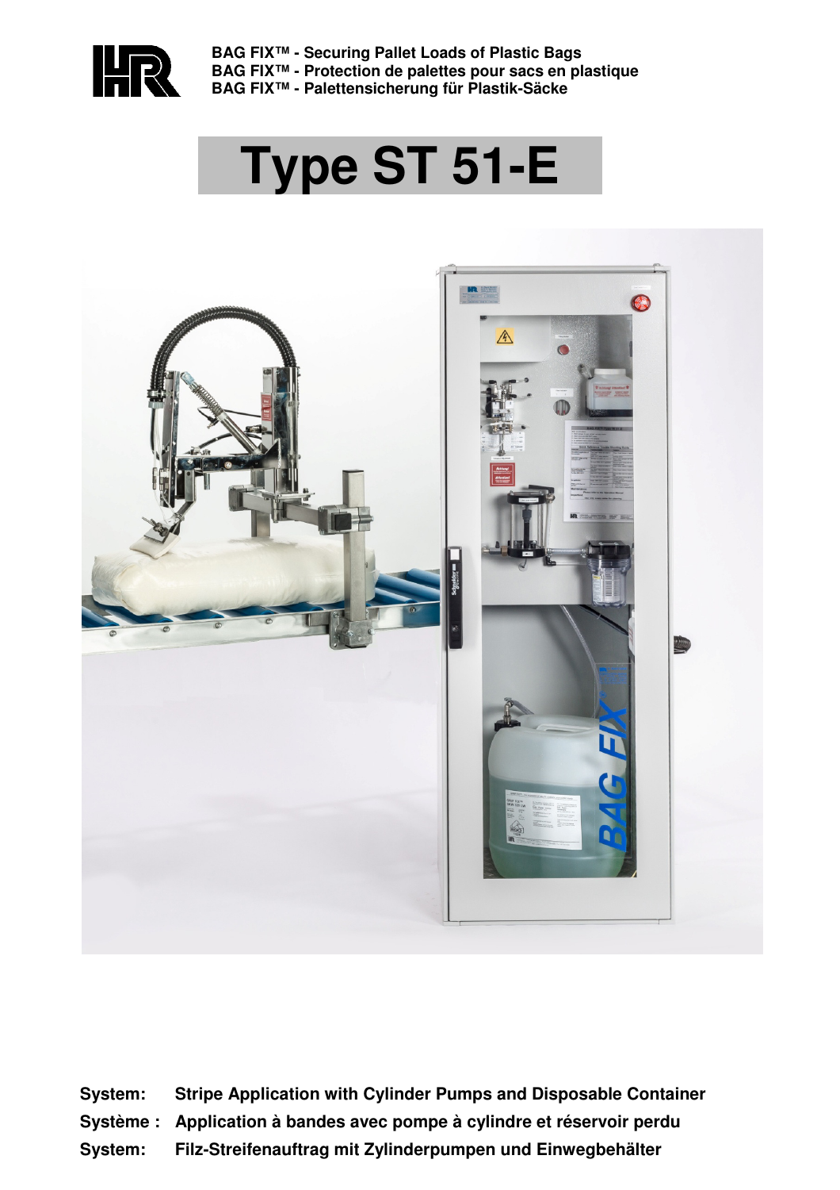**BAG FIX™ - Securing Pallet Loads of Plastic Bags**
**BAG FIX™ - Protection de palettes pour sacs en plastique**
**BAG FIX™ - Palettensicherung für Plastik-Säcke**

# Type ST 51-E

**System:** **Stripe Application with Cylinder Pumps and Disposable Container**

**Système :** **Application à bandes avec pompe à cylindre et réservoir perdu**

**System:** **Filz-Streifenauftrag mit Zylinderpumpen und Einwegbehälter**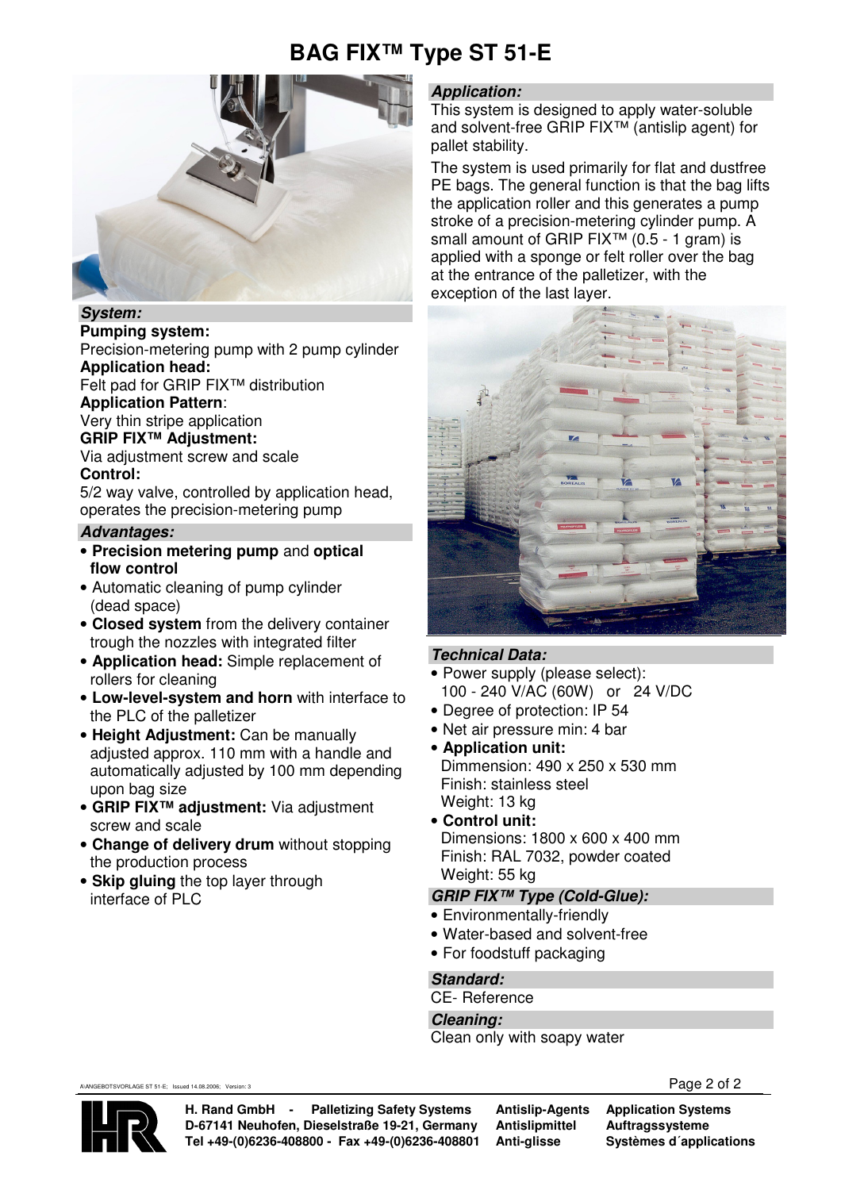# BAG FIX™ Type ST 51-E

## System:

**Pumping system:**
Precision-metering pump with 2 pump cylinder

**Application head:**
Felt pad for GRIP FIX™ distribution

**Application Pattern**:
Very thin stripe application

**GRIP FIX™ Adjustment:**
Via adjustment screw and scale

**Control:**
5/2 way valve, controlled by application head, operates the precision-metering pump

## Advantages:

- **Precision metering pump** and **optical flow control**
- Automatic cleaning of pump cylinder (dead space)
- **Closed system** from the delivery container trough the nozzles with integrated filter
- **Application head:** Simple replacement of rollers for cleaning
- **Low-level-system and horn** with interface to the PLC of the palletizer
- **Height Adjustment:** Can be manually adjusted approx. 110 mm with a handle and automatically adjusted by 100 mm depending upon bag size
- **GRIP FIX™ adjustment:** Via adjustment screw and scale
- **Change of delivery drum** without stopping the production process
- **Skip gluing** the top layer through interface of PLC

## Application:

This system is designed to apply water-soluble and solvent-free GRIP FIX™ (antislip agent) for pallet stability.

The system is used primarily for flat and dustfree PE bags. The general function is that the bag lifts the application roller and this generates a pump stroke of a precision-metering cylinder pump. A small amount of GRIP FIX™ (0.5 - 1 gram) is applied with a sponge or felt roller over the bag at the entrance of the palletizer, with the exception of the last layer.

## Technical Data:

- Power supply (please select):
  100 - 240 V/AC (60W) or 24 V/DC
- Degree of protection: IP 54
- Net air pressure min: 4 bar
- **Application unit:**
  Dimmension: 490 x 250 x 530 mm
  Finish: stainless steel
  Weight: 13 kg
- **Control unit:**
  Dimensions: 1800 x 600 x 400 mm
  Finish: RAL 7032, powder coated
  Weight: 55 kg

## GRIP FIX™ Type (Cold-Glue):

- Environmentally-friendly
- Water-based and solvent-free
- For foodstuff packaging

## Standard:

CE- Reference

## Cleaning:

Clean only with soapy water

A:\ANGEBOTSVORLAGE ST 51-E; Issued 14.08.2006; Version: 3

**H. Rand GmbH - Palletizing Safety Systems**
**D-67141 Neuhofen, Dieselstraße 19-21, Germany**
**Tel +49-(0)6236-408800 - Fax +49-(0)6236-408801**

**Antislip-Agents** **Application Systems**
**Antislipmittel** **Auftragssysteme**
**Anti-glisse** **Systèmes d´applications**